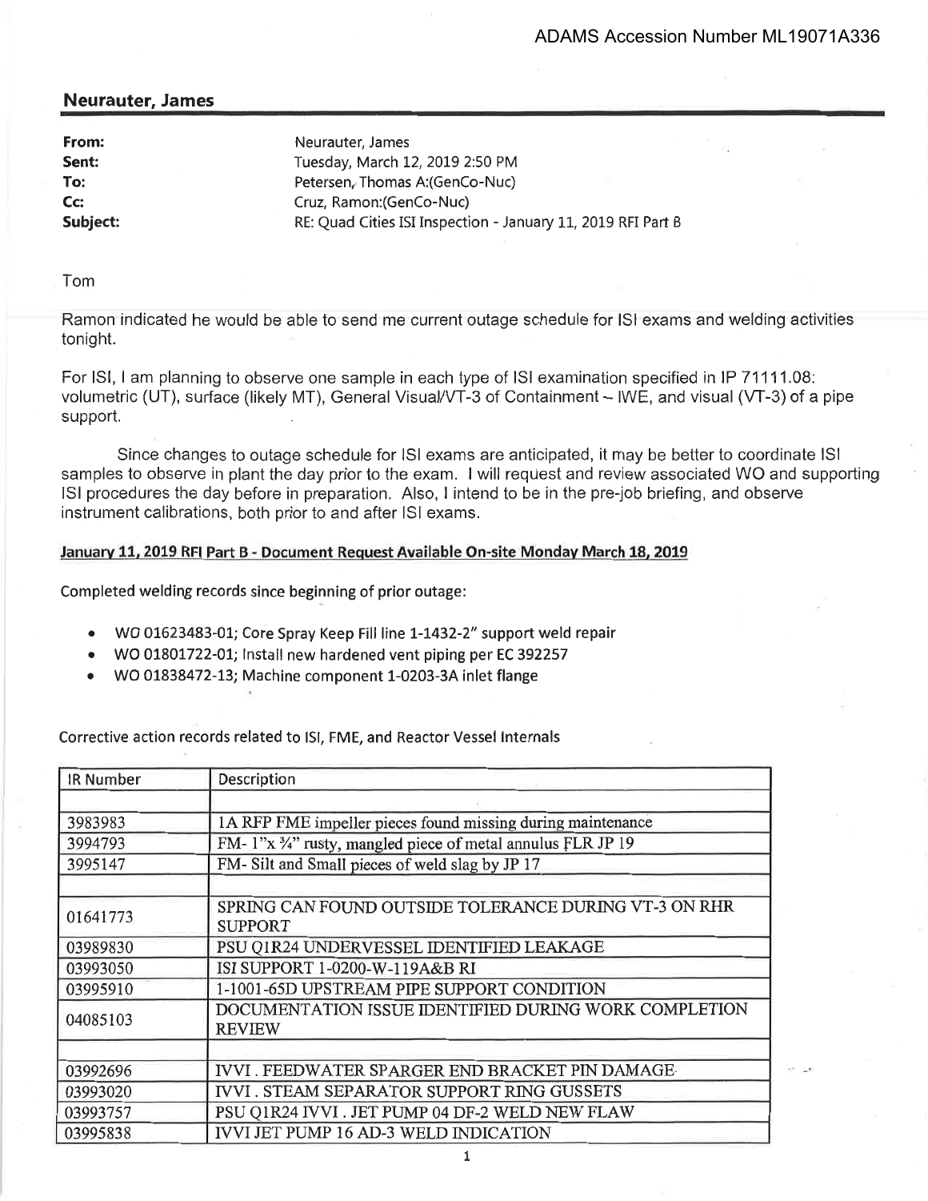ADAMS Accession Number ML19071A336

## Neurauter, James

| | |
|---|---|
| **From:** | Neurauter, James |
| **Sent:** | Tuesday, March 12, 2019 2:50 PM |
| **To:** | Petersen, Thomas A:(GenCo-Nuc) |
| **Cc:** | Cruz, Ramon:(GenCo-Nuc) |
| **Subject:** | RE: Quad Cities ISI Inspection - January 11, 2019 RFI Part B |

Tom

Ramon indicated he would be able to send me current outage schedule for ISI exams and welding activities tonight.

For ISI, I am planning to observe one sample in each type of ISI examination specified in IP 71111.08: volumetric (UT), surface (likely MT), General Visual/VT-3 of Containment – IWE, and visual (VT-3) of a pipe support.

Since changes to outage schedule for ISI exams are anticipated, it may be better to coordinate ISI samples to observe in plant the day prior to the exam. I will request and review associated WO and supporting ISI procedures the day before in preparation. Also, I intend to be in the pre-job briefing, and observe instrument calibrations, both prior to and after ISI exams.

**January 11, 2019 RFI Part B - Document Request Available On-site Monday March 18, 2019**

Completed welding records since beginning of prior outage:

- WO 01623483-01; Core Spray Keep Fill line 1-1432-2" support weld repair
- WO 01801722-01; Install new hardened vent piping per EC 392257
- WO 01838472-13; Machine component 1-0203-3A inlet flange

Corrective action records related to ISI, FME, and Reactor Vessel Internals

| IR Number | Description |
|---|---|
| | |
| 3983983 | 1A RFP FME impeller pieces found missing during maintenance |
| 3994793 | FM- 1"x ¾" rusty, mangled piece of metal annulus FLR JP 19 |
| 3995147 | FM- Silt and Small pieces of weld slag by JP 17 |
| | |
| 01641773 | SPRING CAN FOUND OUTSIDE TOLERANCE DURING VT-3 ON RHR SUPPORT |
| 03989830 | PSU Q1R24 UNDERVESSEL IDENTIFIED LEAKAGE |
| 03993050 | ISI SUPPORT 1-0200-W-119A&B RI |
| 03995910 | 1-1001-65D UPSTREAM PIPE SUPPORT CONDITION |
| 04085103 | DOCUMENTATION ISSUE IDENTIFIED DURING WORK COMPLETION REVIEW |
| | |
| 03992696 | IVVI . FEEDWATER SPARGER END BRACKET PIN DAMAGE |
| 03993020 | IVVI . STEAM SEPARATOR SUPPORT RING GUSSETS |
| 03993757 | PSU Q1R24 IVVI . JET PUMP 04 DF-2 WELD NEW FLAW |
| 03995838 | IVVI JET PUMP 16 AD-3 WELD INDICATION |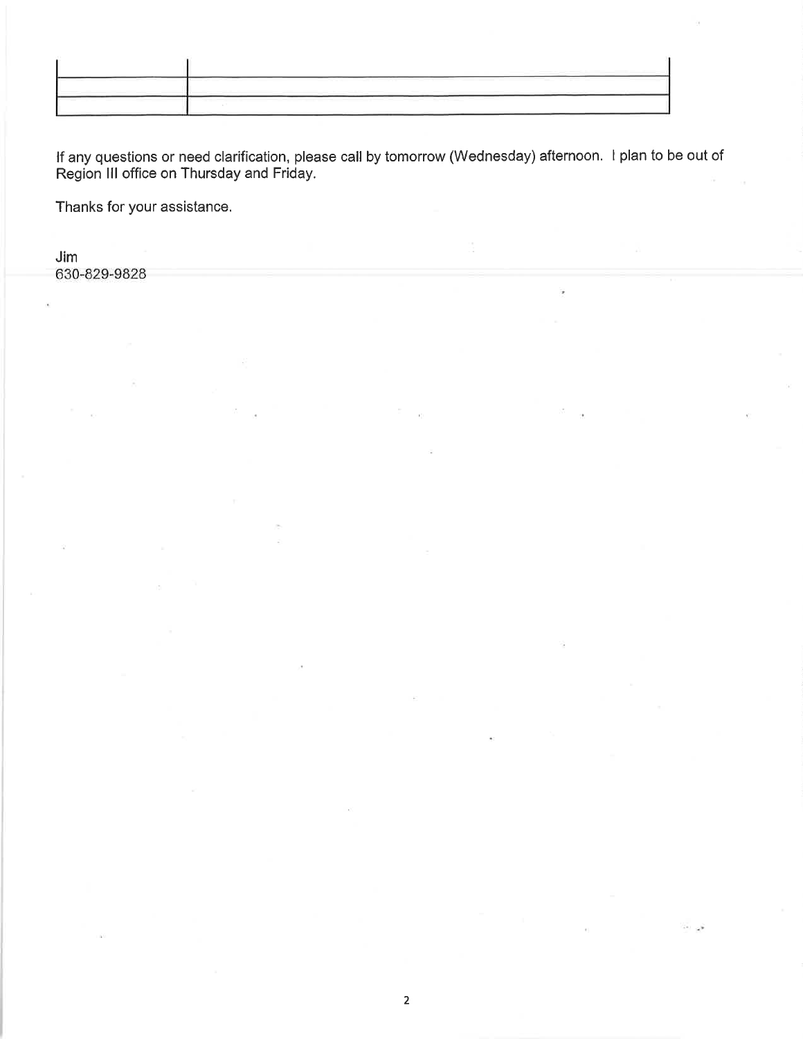| | |
|---|---|
| | |
| | |

If any questions or need clarification, please call by tomorrow (Wednesday) afternoon. I plan to be out of Region III office on Thursday and Friday.

Thanks for your assistance.

Jim
630-829-9828